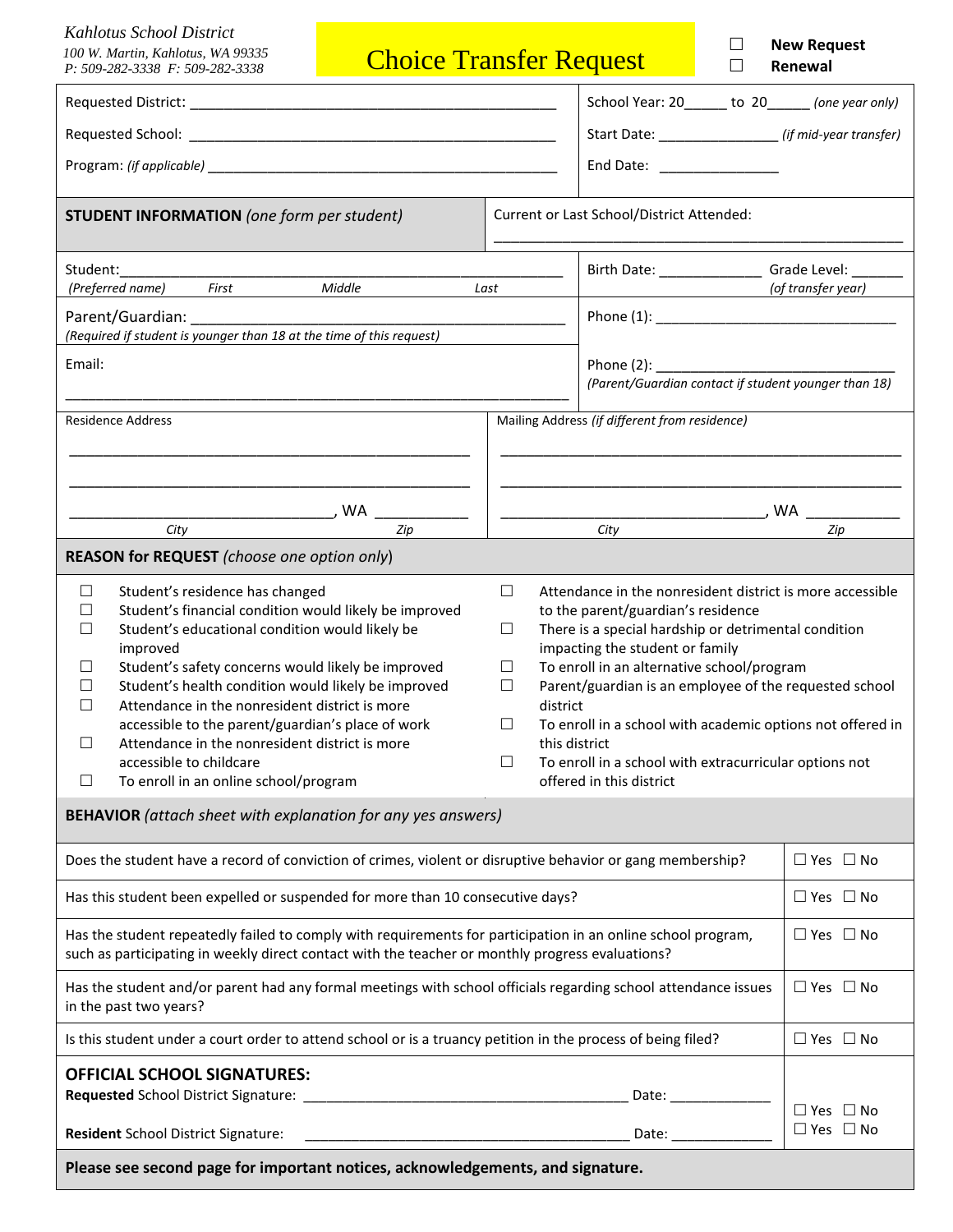*Kahlotus School District*
*100 W. Martin, Kahlotus, WA 99335*
*P: 509-282-3338 F: 509-282-3338*

# Choice Transfer Request

☐ **New Request**
☐ **Renewal**

Requested District: ______________________________________________

Requested School: ______________________________________________

Program: *(if applicable)* ______________________________________________

School Year: 20_____ to 20_____ *(one year only)*

Start Date: _______________ *(if mid-year transfer)*

End Date: _______________

**STUDENT INFORMATION** *(one form per student)*

Current or Last School/District Attended: ______________________________________________

Student: ______________________________________________
*(Preferred name) First Middle Last*

Birth Date: _____________ Grade Level: ______ *(of transfer year)*

Parent/Guardian: ______________________________________________
*(Required if student is younger than 18 at the time of this request)*

Phone (1): ______________________________

Email: ______________________________________________

Phone (2): ______________________________
*(Parent/Guardian contact if student younger than 18)*

Residence Address

______________________________________________

______________________________________________

______________________________, WA __________
*City Zip*

Mailing Address *(if different from residence)*

______________________________________________

______________________________________________

______________________________, WA __________
*City Zip*

**REASON for REQUEST** *(choose one option only)*

- ☐ Student's residence has changed
- ☐ Student's financial condition would likely be improved
- ☐ Student's educational condition would likely be improved
- ☐ Student's safety concerns would likely be improved
- ☐ Student's health condition would likely be improved
- ☐ Attendance in the nonresident district is more accessible to the parent/guardian's place of work
- ☐ Attendance in the nonresident district is more accessible to childcare
- ☐ To enroll in an online school/program
- ☐ Attendance in the nonresident district is more accessible to the parent/guardian's residence
- ☐ There is a special hardship or detrimental condition impacting the student or family
- ☐ To enroll in an alternative school/program
- ☐ Parent/guardian is an employee of the requested school district
- ☐ To enroll in a school with academic options not offered in this district
- ☐ To enroll in a school with extracurricular options not offered in this district

**BEHAVIOR** *(attach sheet with explanation for any yes answers)*

| Question | Answer |
|---|---|
| Does the student have a record of conviction of crimes, violent or disruptive behavior or gang membership? | ☐ Yes ☐ No |
| Has this student been expelled or suspended for more than 10 consecutive days? | ☐ Yes ☐ No |
| Has the student repeatedly failed to comply with requirements for participation in an online school program, such as participating in weekly direct contact with the teacher or monthly progress evaluations? | ☐ Yes ☐ No |
| Has the student and/or parent had any formal meetings with school officials regarding school attendance issues in the past two years? | ☐ Yes ☐ No |
| Is this student under a court order to attend school or is a truancy petition in the process of being filed? | ☐ Yes ☐ No |

**OFFICIAL SCHOOL SIGNATURES:**

**Requested** School District Signature: ________________________________ Date: ____________ ☐ Yes ☐ No

**Resident** School District Signature: ________________________________ Date: ____________ ☐ Yes ☐ No

**Please see second page for important notices, acknowledgements, and signature.**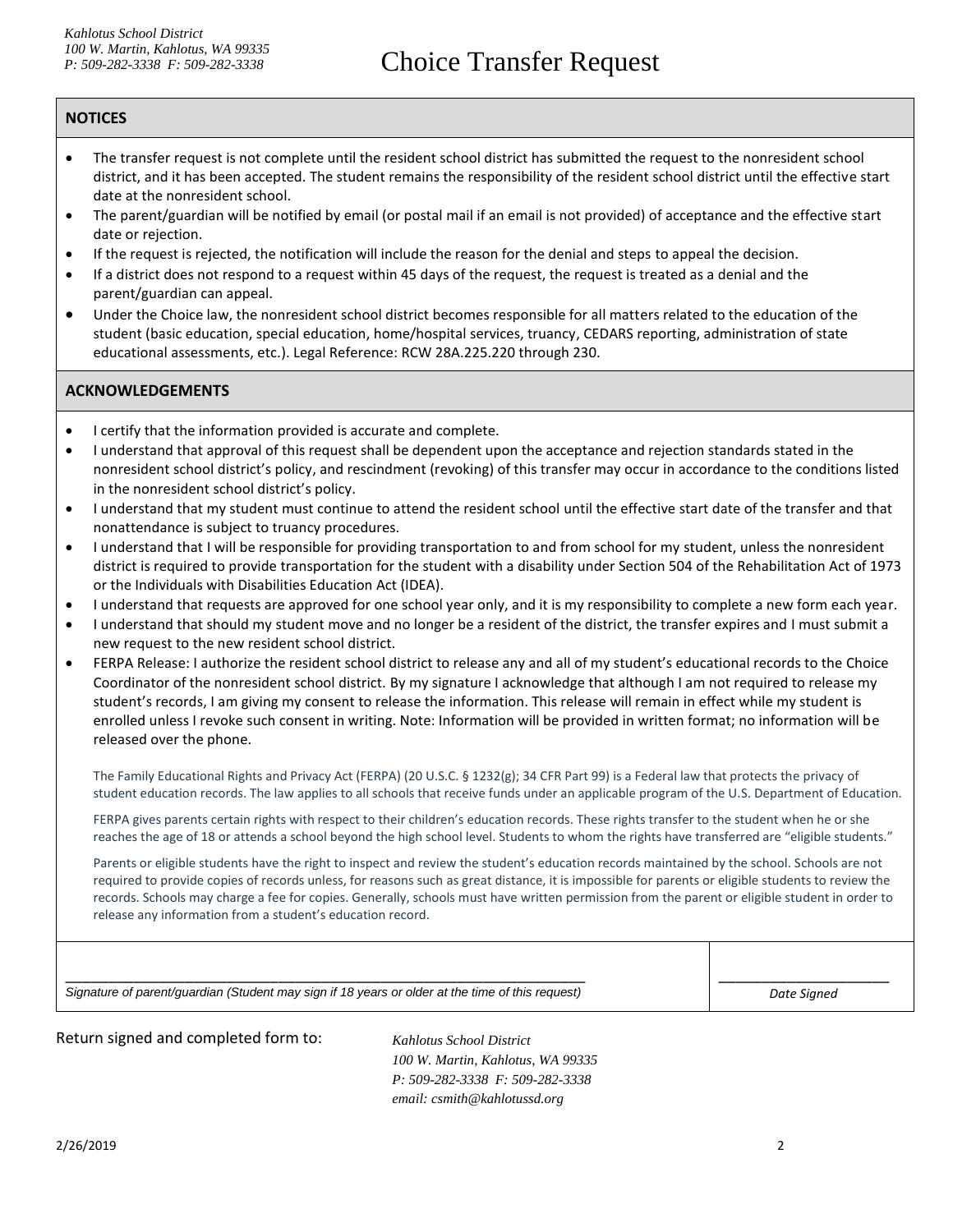*Kahlotus School District*
*100 W. Martin, Kahlotus, WA 99335*
*P: 509-282-3338 F: 509-282-3338*

# Choice Transfer Request

## NOTICES

- The transfer request is not complete until the resident school district has submitted the request to the nonresident school district, and it has been accepted. The student remains the responsibility of the resident school district until the effective start date at the nonresident school.
- The parent/guardian will be notified by email (or postal mail if an email is not provided) of acceptance and the effective start date or rejection.
- If the request is rejected, the notification will include the reason for the denial and steps to appeal the decision.
- If a district does not respond to a request within 45 days of the request, the request is treated as a denial and the parent/guardian can appeal.
- Under the Choice law, the nonresident school district becomes responsible for all matters related to the education of the student (basic education, special education, home/hospital services, truancy, CEDARS reporting, administration of state educational assessments, etc.). Legal Reference: RCW 28A.225.220 through 230.

## ACKNOWLEDGEMENTS

- I certify that the information provided is accurate and complete.
- I understand that approval of this request shall be dependent upon the acceptance and rejection standards stated in the nonresident school district's policy, and rescindment (revoking) of this transfer may occur in accordance to the conditions listed in the nonresident school district's policy.
- I understand that my student must continue to attend the resident school until the effective start date of the transfer and that nonattendance is subject to truancy procedures.
- I understand that I will be responsible for providing transportation to and from school for my student, unless the nonresident district is required to provide transportation for the student with a disability under Section 504 of the Rehabilitation Act of 1973 or the Individuals with Disabilities Education Act (IDEA).
- I understand that requests are approved for one school year only, and it is my responsibility to complete a new form each year.
- I understand that should my student move and no longer be a resident of the district, the transfer expires and I must submit a new request to the new resident school district.
- FERPA Release: I authorize the resident school district to release any and all of my student's educational records to the Choice Coordinator of the nonresident school district. By my signature I acknowledge that although I am not required to release my student's records, I am giving my consent to release the information. This release will remain in effect while my student is enrolled unless I revoke such consent in writing. Note: Information will be provided in written format; no information will be released over the phone.

The Family Educational Rights and Privacy Act (FERPA) (20 U.S.C. § 1232(g); 34 CFR Part 99) is a Federal law that protects the privacy of student education records. The law applies to all schools that receive funds under an applicable program of the U.S. Department of Education.

FERPA gives parents certain rights with respect to their children's education records. These rights transfer to the student when he or she reaches the age of 18 or attends a school beyond the high school level. Students to whom the rights have transferred are "eligible students."

Parents or eligible students have the right to inspect and review the student's education records maintained by the school. Schools are not required to provide copies of records unless, for reasons such as great distance, it is impossible for parents or eligible students to review the records. Schools may charge a fee for copies. Generally, schools must have written permission from the parent or eligible student in order to release any information from a student's education record.

| | |
|---|---|
| ______________________________________________ *Signature of parent/guardian (Student may sign if 18 years or older at the time of this request)* | ____________________ *Date Signed* |

Return signed and completed form to:

*Kahlotus School District*
*100 W. Martin, Kahlotus, WA 99335*
*P: 509-282-3338 F: 509-282-3338*
*email: csmith@kahlotussd.org*

2/26/2019